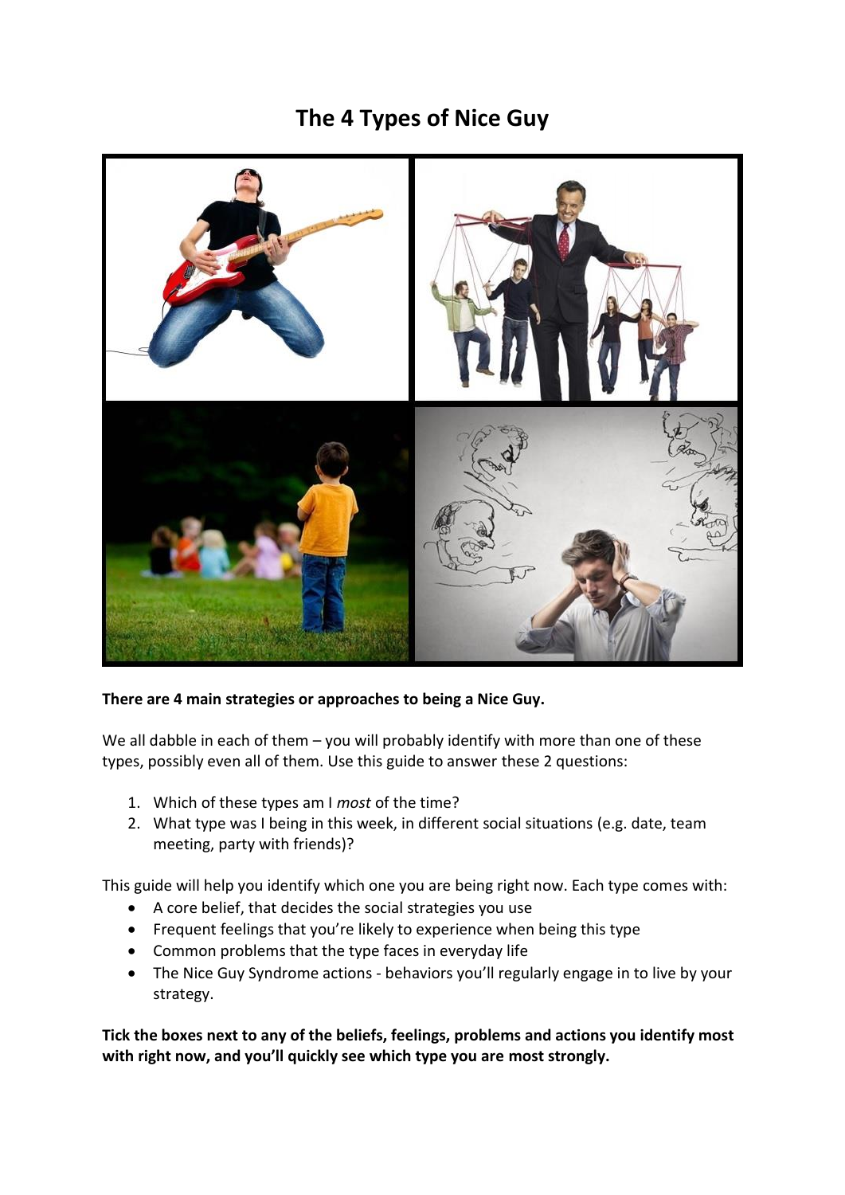# The 4 Types of Nice Guy

**There are 4 main strategies or approaches to being a Nice Guy.**

We all dabble in each of them – you will probably identify with more than one of these types, possibly even all of them. Use this guide to answer these 2 questions:

1. Which of these types am I *most* of the time?
2. What type was I being in this week, in different social situations (e.g. date, team meeting, party with friends)?

This guide will help you identify which one you are being right now. Each type comes with:

- A core belief, that decides the social strategies you use
- Frequent feelings that you're likely to experience when being this type
- Common problems that the type faces in everyday life
- The Nice Guy Syndrome actions - behaviors you'll regularly engage in to live by your strategy.

**Tick the boxes next to any of the beliefs, feelings, problems and actions you identify most with right now, and you'll quickly see which type you are most strongly.**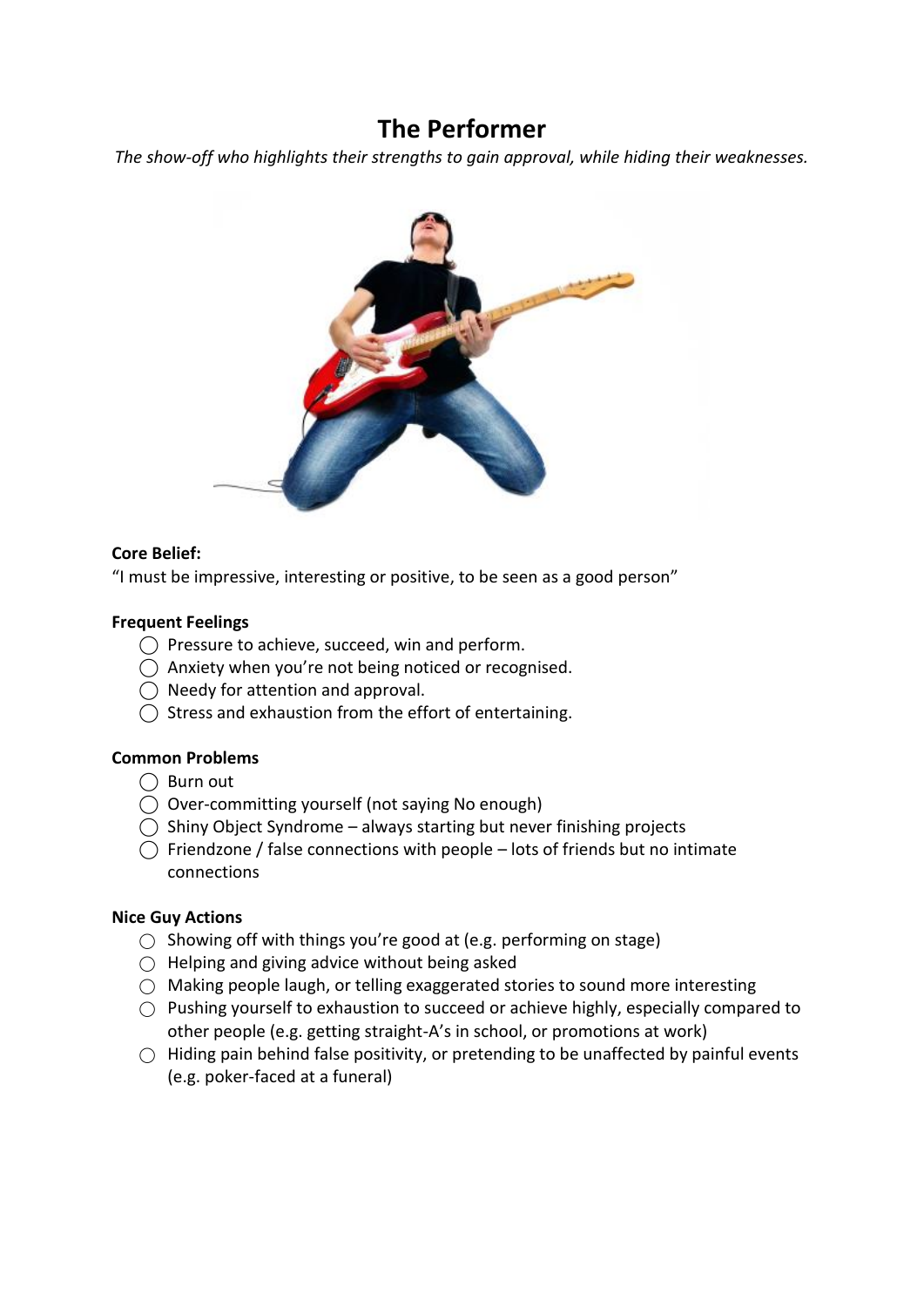# The Performer

*The show-off who highlights their strengths to gain approval, while hiding their weaknesses.*

**Core Belief:**

"I must be impressive, interesting or positive, to be seen as a good person"

**Frequent Feelings**

- ◯ Pressure to achieve, succeed, win and perform.
- ◯ Anxiety when you're not being noticed or recognised.
- ◯ Needy for attention and approval.
- ◯ Stress and exhaustion from the effort of entertaining.

**Common Problems**

- ◯ Burn out
- ◯ Over-committing yourself (not saying No enough)
- ◯ Shiny Object Syndrome – always starting but never finishing projects
- ◯ Friendzone / false connections with people – lots of friends but no intimate connections

**Nice Guy Actions**

- ◯ Showing off with things you're good at (e.g. performing on stage)
- ◯ Helping and giving advice without being asked
- ◯ Making people laugh, or telling exaggerated stories to sound more interesting
- ◯ Pushing yourself to exhaustion to succeed or achieve highly, especially compared to other people (e.g. getting straight-A's in school, or promotions at work)
- ◯ Hiding pain behind false positivity, or pretending to be unaffected by painful events (e.g. poker-faced at a funeral)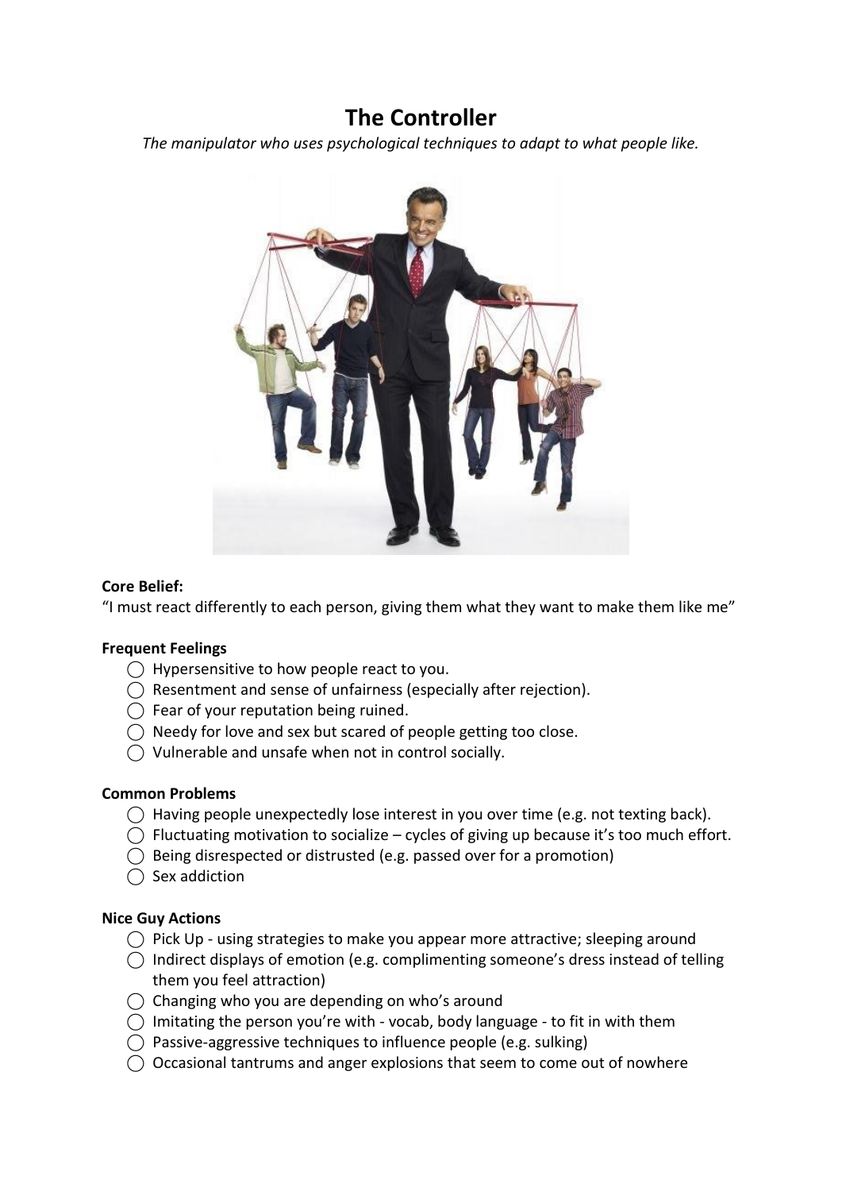# The Controller

*The manipulator who uses psychological techniques to adapt to what people like.*

**Core Belief:**

"I must react differently to each person, giving them what they want to make them like me"

**Frequent Feelings**

- ◯ Hypersensitive to how people react to you.
- ◯ Resentment and sense of unfairness (especially after rejection).
- ◯ Fear of your reputation being ruined.
- ◯ Needy for love and sex but scared of people getting too close.
- ◯ Vulnerable and unsafe when not in control socially.

**Common Problems**

- ◯ Having people unexpectedly lose interest in you over time (e.g. not texting back).
- ◯ Fluctuating motivation to socialize – cycles of giving up because it's too much effort.
- ◯ Being disrespected or distrusted (e.g. passed over for a promotion)
- ◯ Sex addiction

**Nice Guy Actions**

- ◯ Pick Up - using strategies to make you appear more attractive; sleeping around
- ◯ Indirect displays of emotion (e.g. complimenting someone's dress instead of telling them you feel attraction)
- ◯ Changing who you are depending on who's around
- ◯ Imitating the person you're with - vocab, body language - to fit in with them
- ◯ Passive-aggressive techniques to influence people (e.g. sulking)
- ◯ Occasional tantrums and anger explosions that seem to come out of nowhere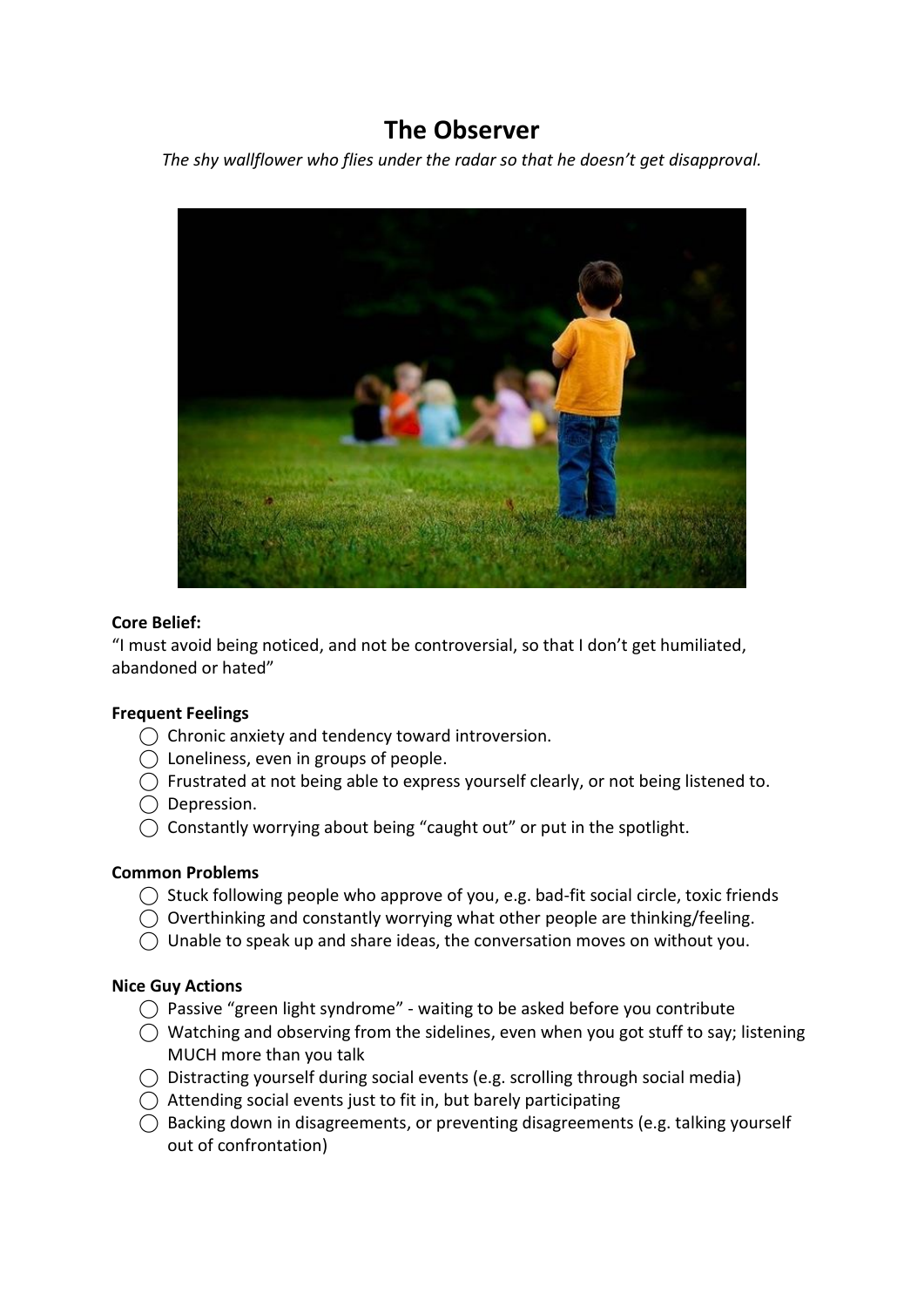# The Observer

*The shy wallflower who flies under the radar so that he doesn't get disapproval.*

**Core Belief:**
"I must avoid being noticed, and not be controversial, so that I don't get humiliated, abandoned or hated"

**Frequent Feelings**

- ◯ Chronic anxiety and tendency toward introversion.
- ◯ Loneliness, even in groups of people.
- ◯ Frustrated at not being able to express yourself clearly, or not being listened to.
- ◯ Depression.
- ◯ Constantly worrying about being "caught out" or put in the spotlight.

**Common Problems**

- ◯ Stuck following people who approve of you, e.g. bad-fit social circle, toxic friends
- ◯ Overthinking and constantly worrying what other people are thinking/feeling.
- ◯ Unable to speak up and share ideas, the conversation moves on without you.

**Nice Guy Actions**

- ◯ Passive "green light syndrome" - waiting to be asked before you contribute
- ◯ Watching and observing from the sidelines, even when you got stuff to say; listening MUCH more than you talk
- ◯ Distracting yourself during social events (e.g. scrolling through social media)
- ◯ Attending social events just to fit in, but barely participating
- ◯ Backing down in disagreements, or preventing disagreements (e.g. talking yourself out of confrontation)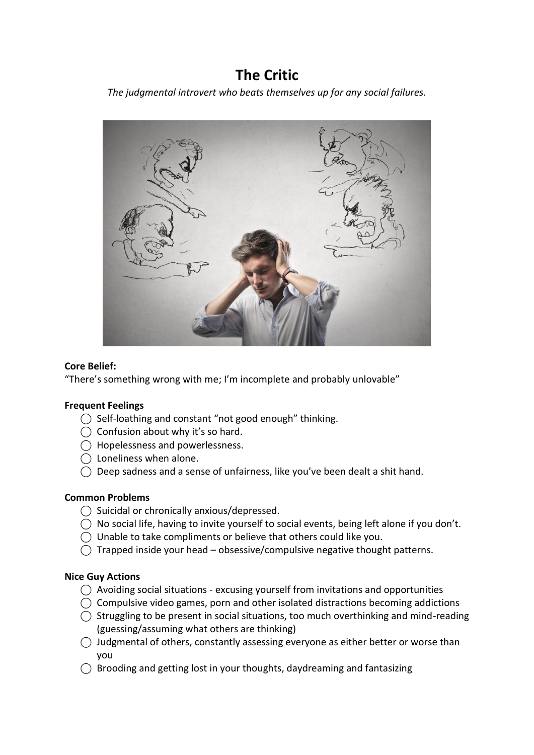# The Critic

*The judgmental introvert who beats themselves up for any social failures.*

**Core Belief:**

"There's something wrong with me; I'm incomplete and probably unlovable"

**Frequent Feelings**

- ◯ Self-loathing and constant "not good enough" thinking.
- ◯ Confusion about why it's so hard.
- ◯ Hopelessness and powerlessness.
- ◯ Loneliness when alone.
- ◯ Deep sadness and a sense of unfairness, like you've been dealt a shit hand.

**Common Problems**

- ◯ Suicidal or chronically anxious/depressed.
- ◯ No social life, having to invite yourself to social events, being left alone if you don't.
- ◯ Unable to take compliments or believe that others could like you.
- ◯ Trapped inside your head – obsessive/compulsive negative thought patterns.

**Nice Guy Actions**

- ◯ Avoiding social situations - excusing yourself from invitations and opportunities
- ◯ Compulsive video games, porn and other isolated distractions becoming addictions
- ◯ Struggling to be present in social situations, too much overthinking and mind-reading (guessing/assuming what others are thinking)
- ◯ Judgmental of others, constantly assessing everyone as either better or worse than you
- ◯ Brooding and getting lost in your thoughts, daydreaming and fantasizing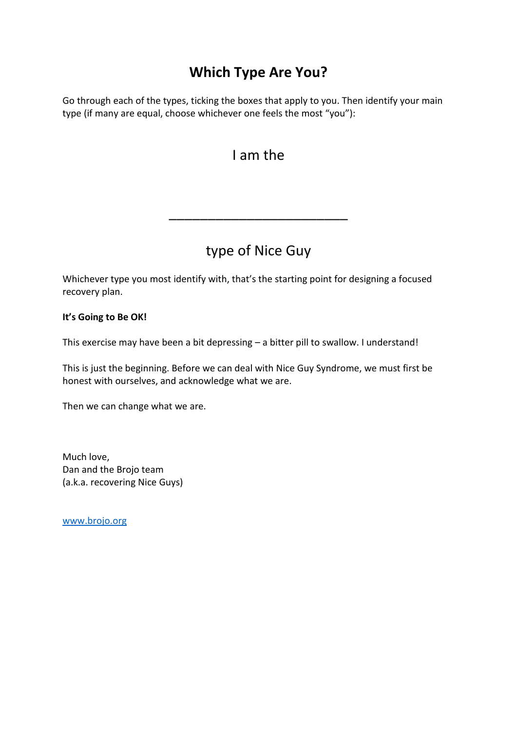## Which Type Are You?

Go through each of the types, ticking the boxes that apply to you. Then identify your main type (if many are equal, choose whichever one feels the most "you"):

I am the

___________________________

type of Nice Guy

Whichever type you most identify with, that's the starting point for designing a focused recovery plan.

**It's Going to Be OK!**

This exercise may have been a bit depressing – a bitter pill to swallow. I understand!

This is just the beginning. Before we can deal with Nice Guy Syndrome, we must first be honest with ourselves, and acknowledge what we are.

Then we can change what we are.

Much love,
Dan and the Brojo team
(a.k.a. recovering Nice Guys)

[www.brojo.org](http://www.brojo.org)